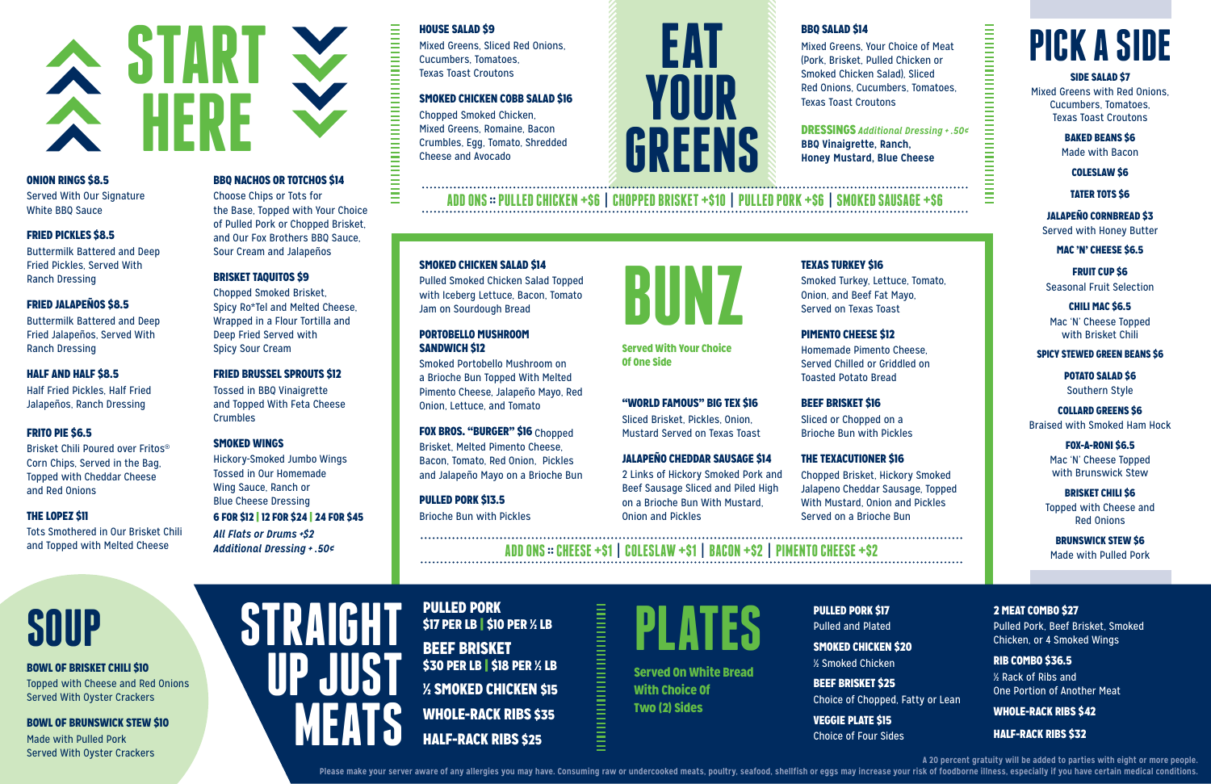# START HERE

### ONION RINGS $8.5
Served With Our Signature White BBQ Sauce

### FRIED PICKLES $8.5
Buttermilk Battered and Deep Fried Pickles, Served With Ranch Dressing

### FRIED JALAPEÑOS $8.5
Buttermilk Battered and Deep Fried Jalapeños, Served With Ranch Dressing

### HALF AND HALF $8.5
Half Fried Pickles, Half Fried Jalapeños, Ranch Dressing

### FRITO PIE $6.5
Brisket Chili Poured over Fritos® Corn Chips, Served in the Bag, Topped with Cheddar Cheese and Red Onions

### THE LOPEZ $11
Tots Smothered in Our Brisket Chili and Topped with Melted Cheese

### BBQ NACHOS OR TOTCHOS $14
Choose Chips or Tots for the Base, Topped with Your Choice of Pulled Pork or Chopped Brisket, and Our Fox Brothers BBQ Sauce, Sour Cream and Jalapeños

### BRISKET TAQUITOS $9
Chopped Smoked Brisket, Spicy Ro*Tel and Melted Cheese, Wrapped in a Flour Tortilla and Deep Fried Served with Spicy Sour Cream

### FRIED BRUSSEL SPROUTS $12
Tossed in BBQ Vinaigrette and Topped With Feta Cheese Crumbles

### SMOKED WINGS
Hickory-Smoked Jumbo Wings Tossed in Our Homemade Wing Sauce, Ranch or Blue Cheese Dressing

**6 FOR $12 | 12 FOR $24 | 24 FOR $45**

*All Flats or Drums +$2*
*Additional Dressing +.50¢*

# EAT YOUR GREENS

### HOUSE SALAD $9
Mixed Greens, Sliced Red Onions, Cucumbers, Tomatoes, Texas Toast Croutons

### SMOKED CHICKEN COBB SALAD $16
Chopped Smoked Chicken, Mixed Greens, Romaine, Bacon Crumbles, Egg, Tomato, Shredded Cheese and Avocado

### BBQ SALAD $14
Mixed Greens, Your Choice of Meat (Pork, Brisket, Pulled Chicken or Smoked Chicken Salad), Sliced Red Onions, Cucumbers, Tomatoes, Texas Toast Croutons

**DRESSINGS** *Additional Dressing +.50¢*
**BBQ Vinaigrette, Ranch, Honey Mustard, Blue Cheese**

**ADD ONS :: PULLED CHICKEN +$6 | CHOPPED BRISKET +$10 | PULLED PORK +$6 | SMOKED SAUSAGE +$6**

# BUNZ

**Served With Your Choice Of One Side**

### SMOKED CHICKEN SALAD $14
Pulled Smoked Chicken Salad Topped with Iceberg Lettuce, Bacon, Tomato Jam on Sourdough Bread

### PORTOBELLO MUSHROOM SANDWICH $12
Smoked Portobello Mushroom on a Brioche Bun Topped With Melted Pimento Cheese, Jalapeño Mayo, Red Onion, Lettuce, and Tomato

### FOX BROS. "BURGER" $16
Chopped Brisket, Melted Pimento Cheese, Bacon, Tomato, Red Onion, Pickles and Jalapeño Mayo on a Brioche Bun

### PULLED PORK $13.5
Brioche Bun with Pickles

### "WORLD FAMOUS" BIG TEX $16
Sliced Brisket, Pickles, Onion, Mustard Served on Texas Toast

### JALAPEÑO CHEDDAR SAUSAGE $14
2 Links of Hickory Smoked Pork and Beef Sausage Sliced and Piled High on a Brioche Bun With Mustard, Onion and Pickles

### TEXAS TURKEY $16
Smoked Turkey, Lettuce, Tomato, Onion, and Beef Fat Mayo, Served on Texas Toast

### PIMENTO CHEESE $12
Homemade Pimento Cheese, Served Chilled or Griddled on Toasted Potato Bread

### BEEF BRISKET $16
Sliced or Chopped on a Brioche Bun with Pickles

### THE TEXACUTIONER $16
Chopped Brisket, Hickory Smoked Jalapeno Cheddar Sausage, Topped With Mustard, Onion and Pickles Served on a Brioche Bun

**ADD ONS :: CHEESE +$1 | COLESLAW +$1 | BACON +$2 | PIMENTO CHEESE +$2**

# PICK A SIDE

### SIDE SALAD $7
Mixed Greens with Red Onions, Cucumbers, Tomatoes, Texas Toast Croutons

### BAKED BEANS $6
Made with Bacon

### COLESLAW $6

### TATER TOTS $6

### JALAPEÑO CORNBREAD $3
Served with Honey Butter

### MAC 'N' CHEESE $6.5

### FRUIT CUP $6
Seasonal Fruit Selection

### CHILI MAC $6.5
Mac 'N' Cheese Topped with Brisket Chili

### SPICY STEWED GREEN BEANS $6

### POTATO SALAD $6
Southern Style

### COLLARD GREENS $6
Braised with Smoked Ham Hock

### FOX-A-RONI $6.5
Mac 'N' Cheese Topped with Brunswick Stew

### BRISKET CHILI $6
Topped with Cheese and Red Onions

### BRUNSWICK STEW $6
Made with Pulled Pork

# SOUP

### BOWL OF BRISKET CHILI $10
Topped with Cheese and Red Onions Served With Oyster Crackers

### BOWL OF BRUNSWICK STEW $10
Made with Pulled Pork Served With Oyster Crackers

# STRAIGHT UP JUST MEATS

**PULLED PORK**
**$17 PER LB | $10 PER ½ LB**

**BEEF BRISKET**
**$30 PER LB | $18 PER ½ LB**

**½ SMOKED CHICKEN $15**

**WHOLE-RACK RIBS $35**

**HALF-RACK RIBS $25**

# PLATES

**Served On White Bread With Choice Of Two (2) Sides**

### PULLED PORK $17
Pulled and Plated

### SMOKED CHICKEN $20
½ Smoked Chicken

### BEEF BRISKET $25
Choice of Chopped, Fatty or Lean

### VEGGIE PLATE $15
Choice of Four Sides

### 2 MEAT COMBO $27
Pulled Pork, Beef Brisket, Smoked Chicken, or 4 Smoked Wings

### RIB COMBO $36.5
½ Rack of Ribs and One Portion of Another Meat

### WHOLE-RACK RIBS $42

### HALF-RACK RIBS $32

A 20 percent gratuity will be added to parties with eight or more people.

Please make your server aware of any allergies you may have. Consuming raw or undercooked meats, poultry, seafood, shellfish or eggs may increase your risk of foodborne illness, especially if you have certain medical conditions.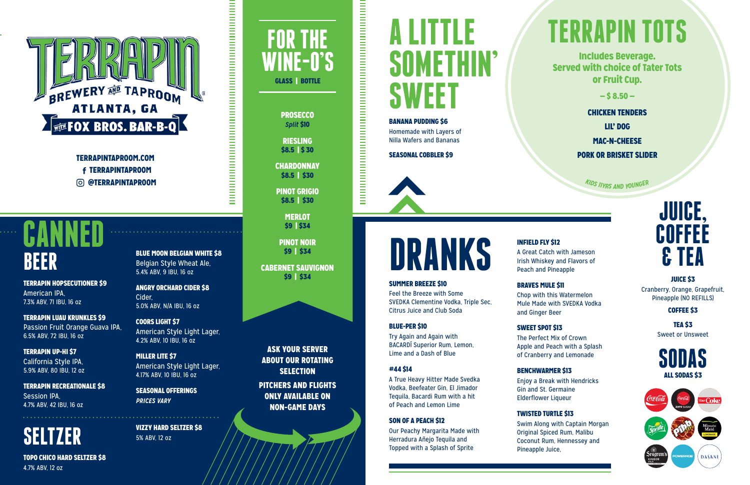# TERRAPIN BREWERY AND TAPROOM
## ATLANTA, GA
### WITH FOX BROS. BAR-B-Q

TERRAPINTAPROOM.COM
TERRAPINTAPROOM
@TERRAPINTAPROOM

## FOR THE WINE-O'S

GLASS | BOTTLE

**PROSECCO**
*Split* $10

**RIESLING**
$8.5 | $ 30

**CHARDONNAY**
$8.5 | $30

**PINOT GRIGIO**
$8.5 | $30

**MERLOT**
$9 | $34

**PINOT NOIR**
$9 | $34

**CABERNET SAUVIGNON**
$9 | $34

## A LITTLE SOMETHIN' SWEET

**BANANA PUDDING $6**
Homemade with Layers of Nilla Wafers and Bananas

**SEASONAL COBBLER $9**

## TERRAPIN TOTS

**Includes Beverage. Served with choice of Tater Tots or Fruit Cup.**

**– $ 8.50 –**

**CHICKEN TENDERS**

**LIL' DOG**

**MAC-N-CHEESE**

**PORK OR BRISKET SLIDER**

*KIDS 11YRS AND YOUNGER*

## CANNED BEER

**TERRAPIN HOPSECUTIONER $9**
American IPA,
7.3% ABV, 71 IBU, 16 oz

**TERRAPIN LUAU KRUNKLES $9**
Passion Fruit Orange Guava IPA,
6.5% ABV, 72 IBU, 16 oz

**TERRAPIN UP-HI $7**
California Style IPA,
5.9% ABV, 80 IBU, 12 oz

**TERRAPIN RECREATIONALE $8**
Session IPA,
4.7% ABV, 42 IBU, 16 oz

**BLUE MOON BELGIAN WHITE $8**
Belgian Style Wheat Ale,
5.4% ABV, 9 IBU, 16 oz

**ANGRY ORCHARD CIDER $8**
Cider,
5.0% ABV, N/A IBU, 16 oz

**COORS LIGHT $7**
American Style Light Lager,
4.2% ABV, 10 IBU, 16 oz

**MILLER LITE $7**
American Style Light Lager,
4.17% ABV, 10 IBU, 16 oz

**SEASONAL OFFERINGS**
*PRICES VARY*

## SELTZER

**TOPO CHICO HARD SELTZER $8**
4.7% ABV, 12 oz

**VIZZY HARD SELTZER $8**
5% ABV, 12 oz

**ASK YOUR SERVER ABOUT OUR ROTATING SELECTION**

**PITCHERS AND FLIGHTS ONLY AVAILABLE ON NON-GAME DAYS**

## DRANKS

**SUMMER BREEZE $10**
Feel the Breeze with Some SVEDKA Clementine Vodka, Triple Sec, Citrus Juice and Club Soda

**BLUE-PER $10**
Try Again and Again with BACARDÍ Superior Rum, Lemon, Lime and a Dash of Blue

**#44 $14**
A True Heavy Hitter Made Svedka Vodka, Beefeater Gin, El Jimador Tequila, Bacardi Rum with a hit of Peach and Lemon Lime

**SON OF A PEACH $12**
Our Peachy Margarita Made with Herradura Añejo Tequila and Topped with a Splash of Sprite

**INFIELD FLY $12**
A Great Catch with Jameson Irish Whiskey and Flavors of Peach and Pineapple

**BRAVES MULE $11**
Chop with this Watermelon Mule Made with SVEDKA Vodka and Ginger Beer

**SWEET SPOT $13**
The Perfect Mix of Crown Apple and Peach with a Splash of Cranberry and Lemonade

**BENCHWARMER $13**
Enjoy a Break with Hendricks Gin and St. Germaine Elderflower Liqueur

**TWISTED TURTLE $13**
Swim Along with Captain Morgan Original Spiced Rum, Malibu Coconut Rum, Hennessey and Pineapple Juice.

## JUICE, COFFEE & TEA

**JUICE $3**
Cranberry, Orange, Grapefruit, Pineapple (NO REFILLS)

**COFFEE $3**

**TEA $3**
Sweet or Unsweet

## SODAS

**ALL SODAS $3**